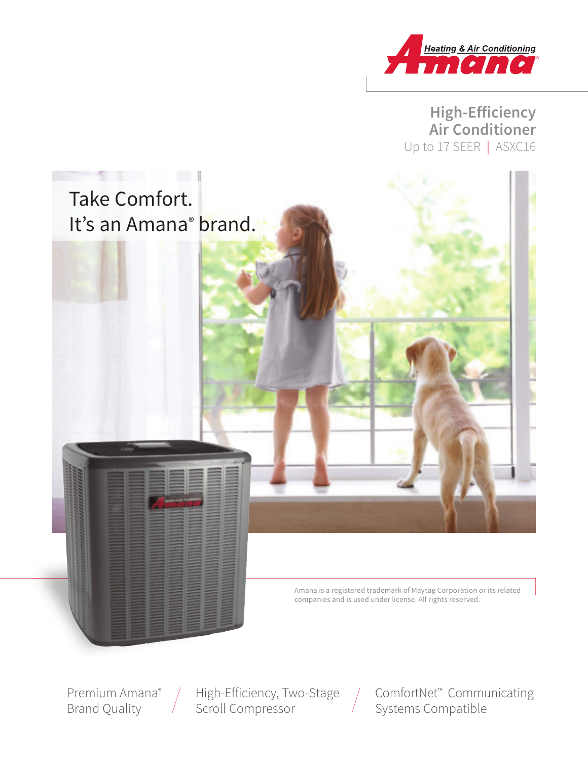Heating & Air Conditioning
Amana®

# High-Efficiency Air Conditioner

Up to 17 SEER | ASXC16

## Take Comfort. It's an Amana® brand.

Amana is a registered trademark of Maytag Corporation or its related companies and is used under license. All rights reserved.

Premium Amana® Brand Quality / High-Efficiency, Two-Stage Scroll Compressor / ComfortNet™ Communicating Systems Compatible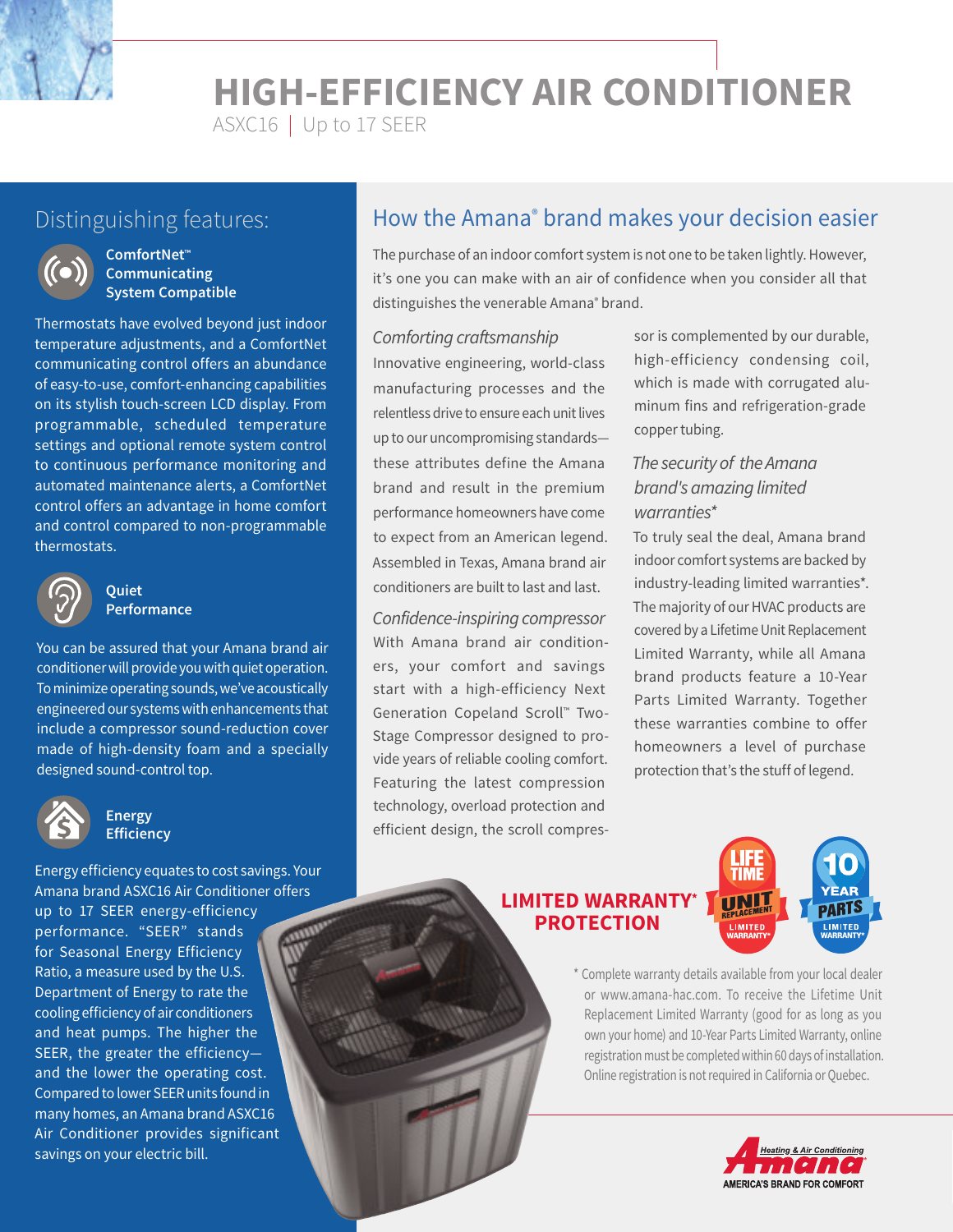# HIGH-EFFICIENCY AIR CONDITIONER

ASXC16 | Up to 17 SEER

## Distinguishing features:

### ComfortNet™ Communicating System Compatible

Thermostats have evolved beyond just indoor temperature adjustments, and a ComfortNet communicating control offers an abundance of easy-to-use, comfort-enhancing capabilities on its stylish touch-screen LCD display. From programmable, scheduled temperature settings and optional remote system control to continuous performance monitoring and automated maintenance alerts, a ComfortNet control offers an advantage in home comfort and control compared to non-programmable thermostats.

### Quiet Performance

You can be assured that your Amana brand air conditioner will provide you with quiet operation. To minimize operating sounds, we've acoustically engineered our systems with enhancements that include a compressor sound-reduction cover made of high-density foam and a specially designed sound-control top.

### Energy Efficiency

Energy efficiency equates to cost savings. Your Amana brand ASXC16 Air Conditioner offers up to 17 SEER energy-efficiency performance. "SEER" stands for Seasonal Energy Efficiency Ratio, a measure used by the U.S. Department of Energy to rate the cooling efficiency of air conditioners and heat pumps. The higher the SEER, the greater the efficiency—and the lower the operating cost. Compared to lower SEER units found in many homes, an Amana brand ASXC16 Air Conditioner provides significant savings on your electric bill.

## How the Amana® brand makes your decision easier

The purchase of an indoor comfort system is not one to be taken lightly. However, it's one you can make with an air of confidence when you consider all that distinguishes the venerable Amana® brand.

*Comforting craftsmanship*

Innovative engineering, world-class manufacturing processes and the relentless drive to ensure each unit lives up to our uncompromising standards—these attributes define the Amana brand and result in the premium performance homeowners have come to expect from an American legend. Assembled in Texas, Amana brand air conditioners are built to last and last.

*Confidence-inspiring compressor*

With Amana brand air conditioners, your comfort and savings start with a high-efficiency Next Generation Copeland Scroll™ Two-Stage Compressor designed to provide years of reliable cooling comfort. Featuring the latest compression technology, overload protection and efficient design, the scroll compressor is complemented by our durable, high-efficiency condensing coil, which is made with corrugated aluminum fins and refrigeration-grade copper tubing.

*The security of the Amana brand's amazing limited warranties**

To truly seal the deal, Amana brand indoor comfort systems are backed by industry-leading limited warranties*. The majority of our HVAC products are covered by a Lifetime Unit Replacement Limited Warranty, while all Amana brand products feature a 10-Year Parts Limited Warranty. Together these warranties combine to offer homeowners a level of purchase protection that's the stuff of legend.

**LIMITED WARRANTY* PROTECTION**

LIFE TIME UNIT REPLACEMENT LIMITED WARRANTY*

10 YEAR PARTS LIMITED WARRANTY*

* Complete warranty details available from your local dealer or www.amana-hac.com. To receive the Lifetime Unit Replacement Limited Warranty (good for as long as you own your home) and 10-Year Parts Limited Warranty, online registration must be completed within 60 days of installation. Online registration is not required in California or Quebec.

Amana Heating & Air Conditioning — AMERICA'S BRAND FOR COMFORT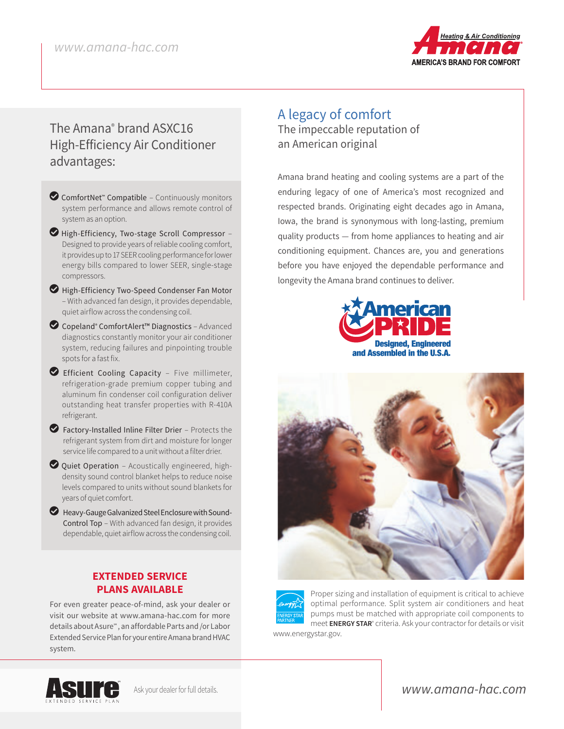## The Amana® brand ASXC16 High-Efficiency Air Conditioner advantages:

- **ComfortNet™ Compatible** – Continuously monitors system performance and allows remote control of system as an option.
- **High-Efficiency, Two-stage Scroll Compressor** – Designed to provide years of reliable cooling comfort, it provides up to 17 SEER cooling performance for lower energy bills compared to lower SEER, single-stage compressors.
- **High-Efficiency Two-Speed Condenser Fan Motor** – With advanced fan design, it provides dependable, quiet airflow across the condensing coil.
- **Copeland® ComfortAlert™ Diagnostics** – Advanced diagnostics constantly monitor your air conditioner system, reducing failures and pinpointing trouble spots for a fast fix.
- **Efficient Cooling Capacity** – Five millimeter, refrigeration-grade premium copper tubing and aluminum fin condenser coil configuration deliver outstanding heat transfer properties with R-410A refrigerant.
- **Factory-Installed Inline Filter Drier** – Protects the refrigerant system from dirt and moisture for longer service life compared to a unit without a filter drier.
- **Quiet Operation** – Acoustically engineered, high-density sound control blanket helps to reduce noise levels compared to units without sound blankets for years of quiet comfort.
- **Heavy-Gauge Galvanized Steel Enclosure with Sound-Control Top** – With advanced fan design, it provides dependable, quiet airflow across the condensing coil.

### EXTENDED SERVICE PLANS AVAILABLE

For even greater peace-of-mind, ask your dealer or visit our website at www.amana-hac.com for more details about Asure℠, an affordable Parts and /or Labor Extended Service Plan for your entire Amana brand HVAC system.

Asure EXTENDED SERVICE PLAN — Ask your dealer for full details.

## A legacy of comfort

### The impeccable reputation of an American original

Amana brand heating and cooling systems are a part of the enduring legacy of one of America's most recognized and respected brands. Originating eight decades ago in Amana, Iowa, the brand is synonymous with long-lasting, premium quality products — from home appliances to heating and air conditioning equipment. Chances are, you and generations before you have enjoyed the dependable performance and longevity the Amana brand continues to deliver.

American PRIDE — Designed, Engineered and Assembled in the U.S.A.

Proper sizing and installation of equipment is critical to achieve optimal performance. Split system air conditioners and heat pumps must be matched with appropriate coil components to meet **ENERGY STAR®** criteria. Ask your contractor for details or visit www.energystar.gov.

www.amana-hac.com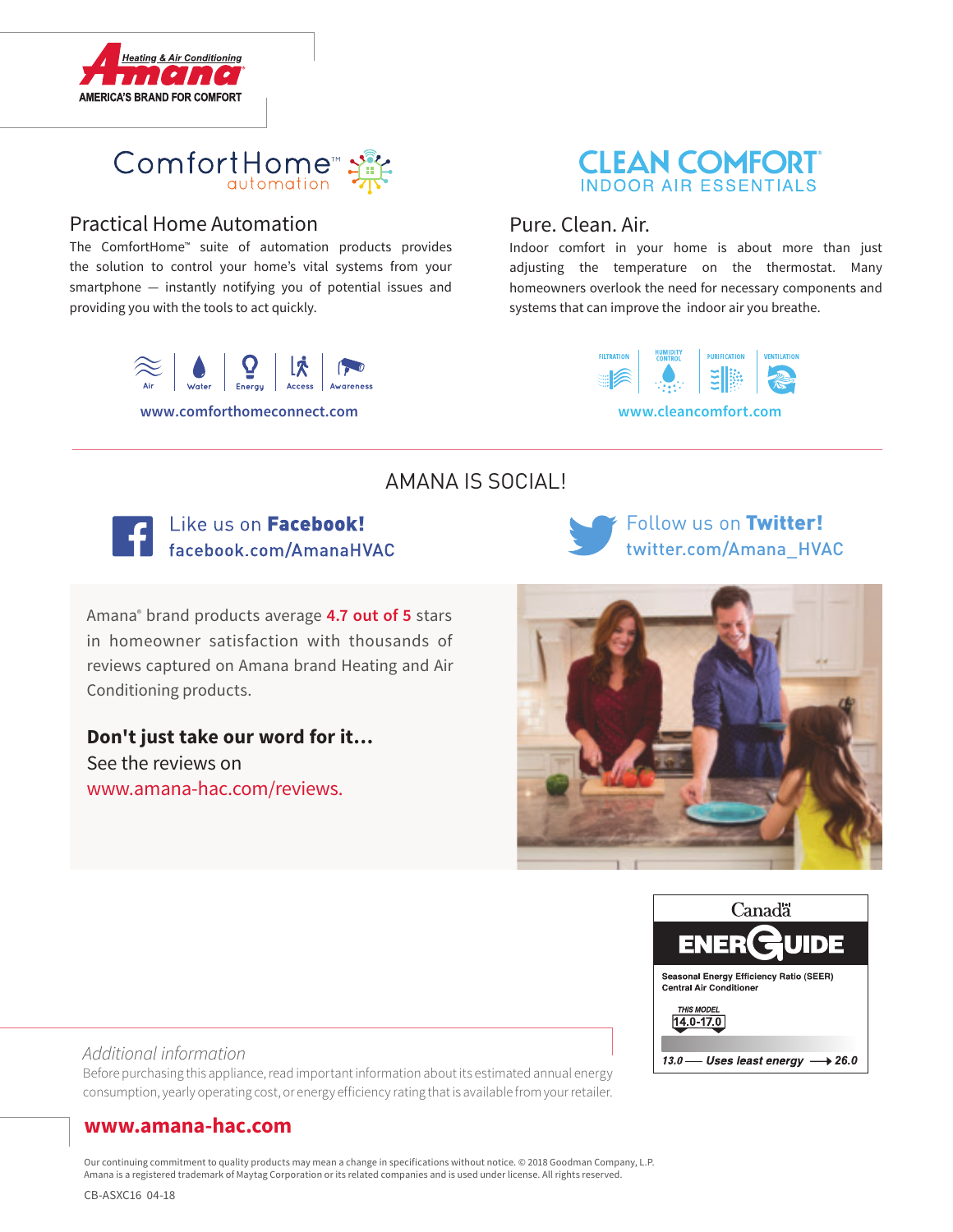Heating & Air Conditioning
Amana
AMERICA'S BRAND FOR COMFORT

ComfortHome™ automation

## Practical Home Automation

The ComfortHome™ suite of automation products provides the solution to control your home's vital systems from your smartphone — instantly notifying you of potential issues and providing you with the tools to act quickly.

Air | Water | Energy | Access | Awareness

www.comforthomeconnect.com

CLEAN COMFORT
INDOOR AIR ESSENTIALS

## Pure. Clean. Air.

Indoor comfort in your home is about more than just adjusting the temperature on the thermostat. Many homeowners overlook the need for necessary components and systems that can improve the indoor air you breathe.

FILTRATION | HUMIDITY CONTROL | PURIFICATION | VENTILATION

www.cleancomfort.com

## AMANA IS SOCIAL!

Like us on **Facebook!**
facebook.com/AmanaHVAC

Follow us on **Twitter!**
twitter.com/Amana_HVAC

Amana® brand products average **4.7 out of 5** stars in homeowner satisfaction with thousands of reviews captured on Amana brand Heating and Air Conditioning products.

**Don't just take our word for it…**
See the reviews on
www.amana-hac.com/reviews.

Canadä
ENERGUIDE
Seasonal Energy Efficiency Ratio (SEER)
Central Air Conditioner
THIS MODEL
14.0-17.0
13.0 —— Uses least energy ⟶ 26.0

*Additional information*

Before purchasing this appliance, read important information about its estimated annual energy consumption, yearly operating cost, or energy efficiency rating that is available from your retailer.

**www.amana-hac.com**

Our continuing commitment to quality products may mean a change in specifications without notice. © 2018 Goodman Company, L.P.
Amana is a registered trademark of Maytag Corporation or its related companies and is used under license. All rights reserved.

CB-ASXC16 04-18